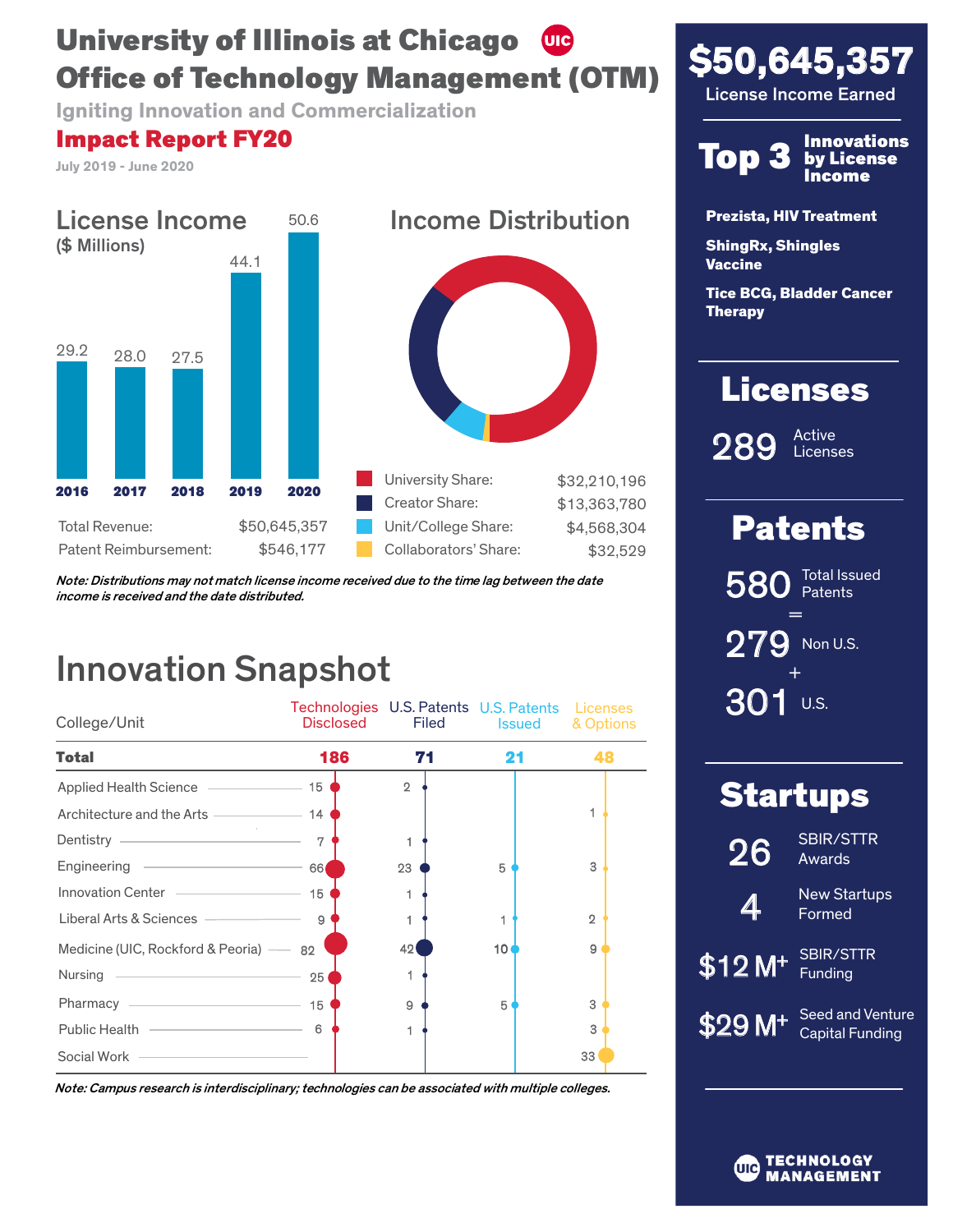# University of Illinois at Chicago Office of Technology Management (OTM)

**Igniting Innovation and Commercialization**

## Impact Report FY20

July 2019 - June 2020

## License Income

($ Millions)

| Year | License Income |
|---|---|
| 2016 | 29.2 |
| 2017 | 28.0 |
| 2018 | 27.5 |
| 2019 | 44.1 |
| 2020 | 50.6 |

| | |
|---|---|
| Total Revenue: | $50,645,357 |
| Patent Reimbursement: | $546,177 |

## Income Distribution

| | |
|---|---|
| University Share: | $32,210,196 |
| Creator Share: | $13,363,780 |
| Unit/College Share: | $4,568,304 |
| Collaborators' Share: | $32,529 |

*Note: Distributions may not match license income received due to the time lag between the date income is received and the date distributed.*

## Innovation Snapshot

| College/Unit | Technologies Disclosed | U.S. Patents Filed | U.S. Patents Issued | Licenses & Options |
|---|---|---|---|---|
| **Total** | **186** | **71** | **21** | **48** |
| Applied Health Science | 15 | 2 | | |
| Architecture and the Arts | 14 | | | 1 |
| Dentistry | 7 | 1 | | |
| Engineering | 66 | 23 | 5 | 3 |
| Innovation Center | 15 | 1 | | |
| Liberal Arts & Sciences | 9 | 1 | 1 | 2 |
| Medicine (UIC, Rockford & Peoria) | 82 | 42 | 10 | 9 |
| Nursing | 25 | 1 | | |
| Pharmacy | 15 | 9 | 5 | 3 |
| Public Health | 6 | 1 | | 3 |
| Social Work | | | | 33 |

*Note: Campus research is interdisciplinary; technologies can be associated with multiple colleges.*

## $50,645,357

License Income Earned

## Top 3 Innovations by License Income

**Prezista, HIV Treatment**

**ShingRx, Shingles Vaccine**

**Tice BCG, Bladder Cancer Therapy**

## Licenses

289 Active Licenses

## Patents

580 Total Issued Patents

=

279 Non U.S.

\+

301 U.S.

## Startups

26 SBIR/STTR Awards

4 New Startups Formed

$12 M+ SBIR/STTR Funding

$29 M+ Seed and Venture Capital Funding

UIC TECHNOLOGY MANAGEMENT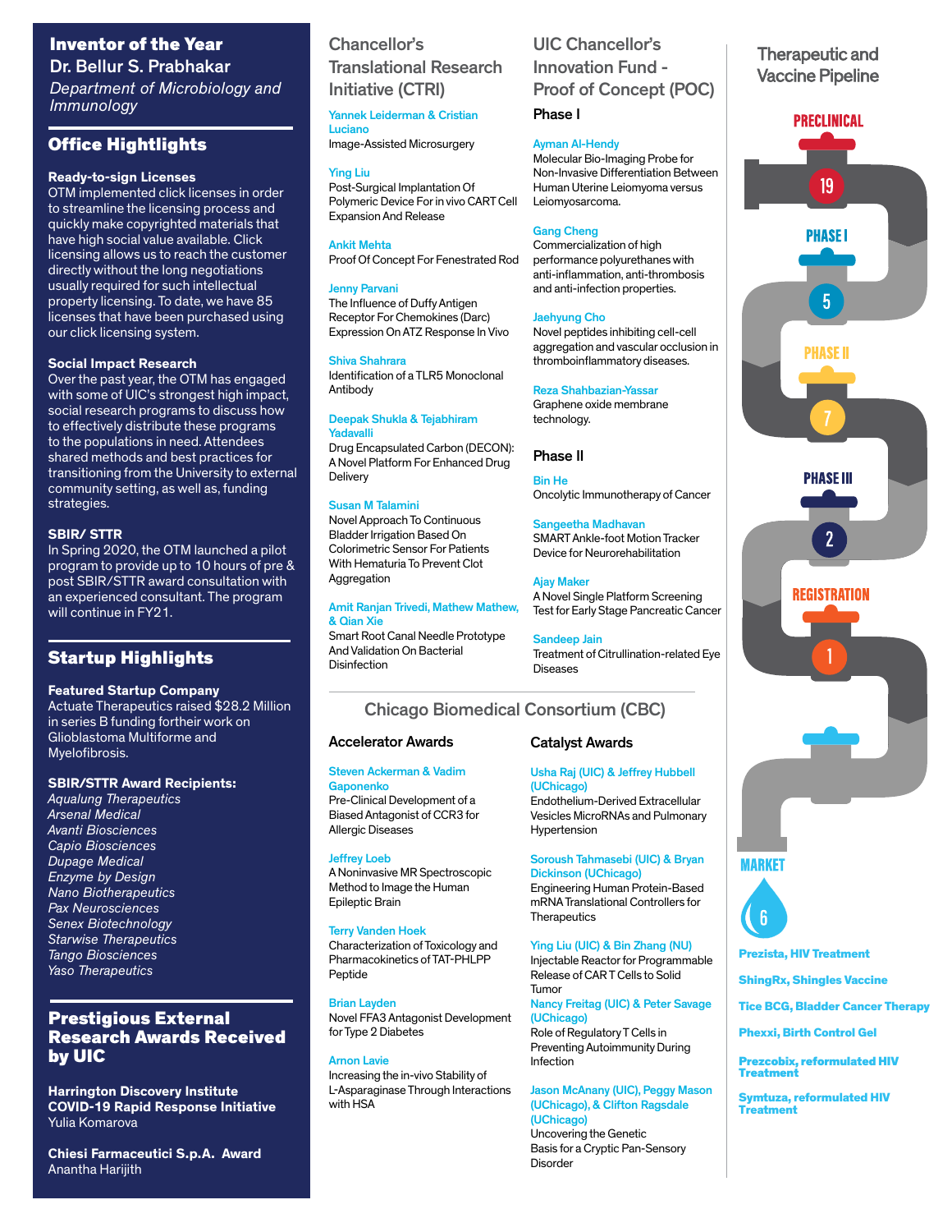## Inventor of the Year

**Dr. Bellur S. Prabhakar**

*Department of Microbiology and Immunology*

## Office Hightlights

**Ready-to-sign Licenses**
OTM implemented click licenses in order to streamline the licensing process and quickly make copyrighted materials that have high social value available. Click licensing allows us to reach the customer directly without the long negotiations usually required for such intellectual property licensing. To date, we have 85 licenses that have been purchased using our click licensing system.

**Social Impact Research**
Over the past year, the OTM has engaged with some of UIC's strongest high impact, social research programs to discuss how to effectively distribute these programs to the populations in need. Attendees shared methods and best practices for transitioning from the University to external community setting, as well as, funding strategies.

**SBIR/ STTR**
In Spring 2020, the OTM launched a pilot program to provide up to 10 hours of pre & post SBIR/STTR award consultation with an experienced consultant. The program will continue in FY21.

## Startup Highlights

**Featured Startup Company**
Actuate Therapeutics raised $28.2 Million in series B funding fortheir work on Glioblastoma Multiforme and Myelofibrosis.

**SBIR/STTR Award Recipients:**
*Aqualung Therapeutics*
*Arsenal Medical*
*Avanti Biosciences*
*Capio Biosciences*
*Dupage Medical*
*Enzyme by Design*
*Nano Biotherapeutics*
*Pax Neurosciences*
*Senex Biotechnology*
*Starwise Therapeutics*
*Tango Biosciences*
*Yaso Therapeutics*

## Prestigious External Research Awards Received by UIC

**Harrington Discovery Institute COVID-19 Rapid Response Initiative**
Yulia Komarova

**Chiesi Farmaceuti S.p.A. Award**
Anantha Harijith

## Chancellor's Translational Research Initiative (CTRI)

**Yannek Leiderman & Cristian Luciano**
Image-Assisted Microsurgery

**Ying Liu**
Post-Surgical Implantation Of Polymeric Device For in vivo CART Cell Expansion And Release

**Ankit Mehta**
Proof Of Concept For Fenestrated Rod

**Jenny Parvani**
The Influence of Duffy Antigen Receptor For Chemokines (Darc) Expression On ATZ Response In Vivo

**Shiva Shahrara**
Identification of a TLR5 Monoclonal Antibody

**Deepak Shukla & Tejabhiram Yadavalli**
Drug Encapsulated Carbon (DECON): A Novel Platform For Enhanced Drug Delivery

**Susan M Talamini**
Novel Approach To Continuous Bladder Irrigation Based On Colorimetric Sensor For Patients With Hematuria To Prevent Clot Aggregation

**Amit Ranjan Trivedi, Mathew Mathew, & Qian Xie**
Smart Root Canal Needle Prototype And Validation On Bacterial Disinfection

## UIC Chancellor's Innovation Fund - Proof of Concept (POC)

### Phase I

**Ayman Al-Hendy**
Molecular Bio-Imaging Probe for Non-Invasive Differentiation Between Human Uterine Leiomyoma versus Leiomyosarcoma.

**Gang Cheng**
Commercialization of high performance polyurethanes with anti-inflammation, anti-thrombosis and anti-infection properties.

**Jaehyung Cho**
Novel peptides inhibiting cell-cell aggregation and vascular occlusion in thromboinflammatory diseases.

**Reza Shahbazian-Yassar**
Graphene oxide membrane technology.

### Phase II

**Bin He**
Oncolytic Immunotherapy of Cancer

**Sangeetha Madhavan**
SMART Ankle-foot Motion Tracker Device for Neurorehabilitation

**Ajay Maker**
A Novel Single Platform Screening Test for Early Stage Pancreatic Cancer

**Sandeep Jain**
Treatment of Citrullination-related Eye Diseases

## Chicago Biomedical Consortium (CBC)

### Accelerator Awards

**Steven Ackerman & Vadim Gaponenko**
Pre-Clinical Development of a Biased Antagonist of CCR3 for Allergic Diseases

**Jeffrey Loeb**
A Noninvasive MR Spectroscopic Method to Image the Human Epileptic Brain

**Terry Vanden Hoek**
Characterization of Toxicology and Pharmacokinetics of TAT-PHLPP Peptide

**Brian Layden**
Novel FFA3 Antagonist Development for Type 2 Diabetes

**Arnon Lavie**
Increasing the in-vivo Stability of L-Asparaginase Through Interactions with HSA

### Catalyst Awards

**Usha Raj (UIC) & Jeffrey Hubbell (UChicago)**
Endothelium-Derived Extracellular Vesicles MicroRNAs and Pulmonary Hypertension

**Soroush Tahmasebi (UIC) & Bryan Dickinson (UChicago)**
Engineering Human Protein-Based mRNA Translational Controllers for Therapeutics

**Ying Liu (UIC) & Bin Zhang (NU)**
Injectable Reactor for Programmable Release of CAR T Cells to Solid Tumor

**Nancy Freitag (UIC) & Peter Savage (UChicago)**
Role of Regulatory T Cells in Preventing Autoimmunity During Infection

**Jason McAnany (UIC), Peggy Mason (UChicago), & Clifton Ragsdale (UChicago)**
Uncovering the Genetic Basis for a Cryptic Pan-Sensory Disorder

## Therapeutic and Vaccine Pipeline

PRECLINICAL
19
PHASE I
5
PHASE II
7
PHASE III
2
REGISTRATION
1
MARKET
6

**Prezista, HIV Treatment**

**ShingRx, Shingles Vaccine**

**Tice BCG, Bladder Cancer Therapy**

**Phexxi, Birth Control Gel**

**Prezcobix, reformulated HIV Treatment**

**Symtuza, reformulated HIV Treatment**